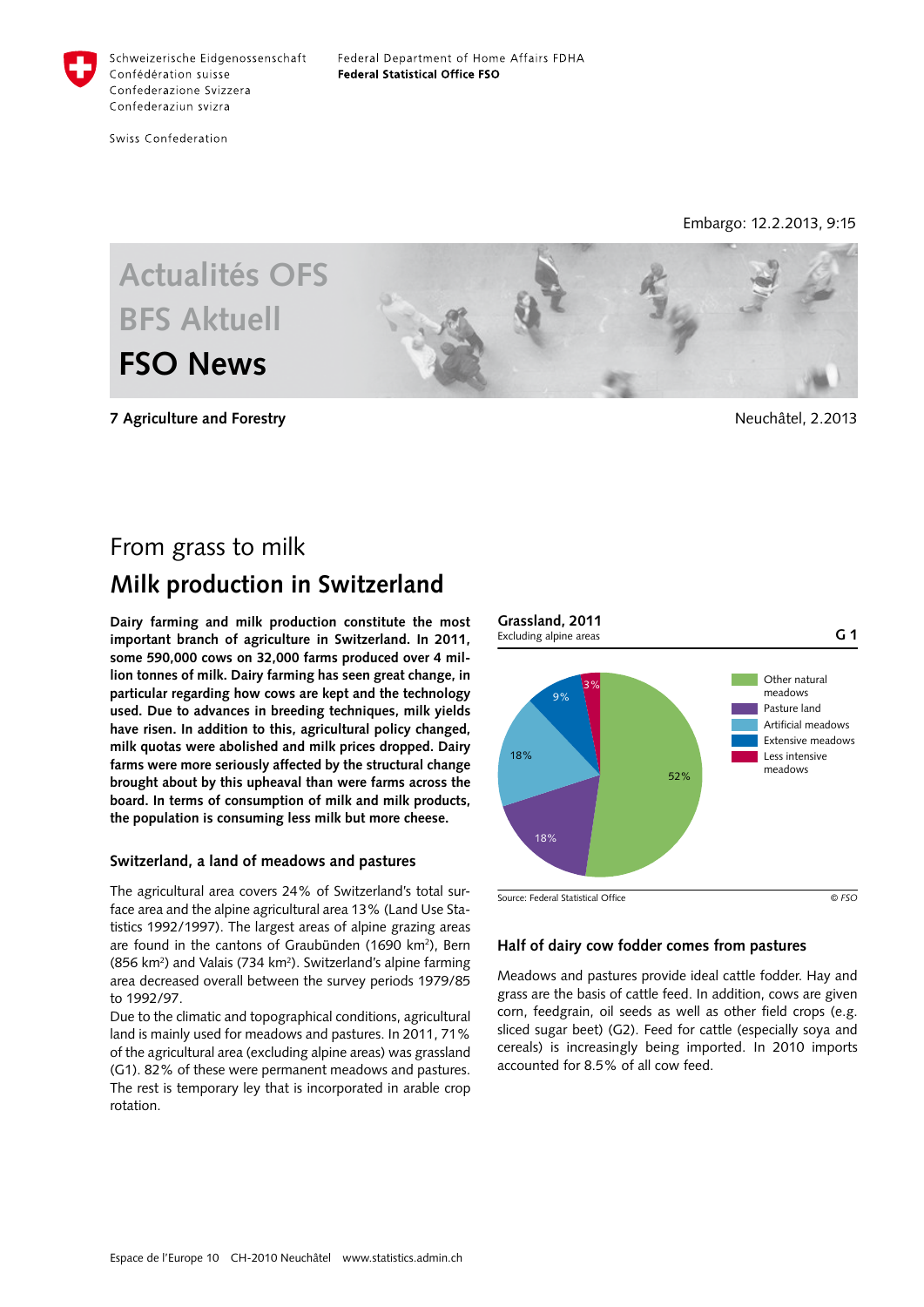Schweizerische Eidgenossenschaft
Confédération suisse
Confederazione Svizzera
Confederaziun svizra

Swiss Confederation

Federal Department of Home Affairs FDHA
**Federal Statistical Office FSO**

Embargo: 12.2.2013, 9:15

Actualités OFS
BFS Aktuell
**FSO News**

**7 Agriculture and Forestry**

Neuchâtel, 2.2013

# From grass to milk

## Milk production in Switzerland

**Dairy farming and milk production constitute the most important branch of agriculture in Switzerland. In 2011, some 590,000 cows on 32,000 farms produced over 4 million tonnes of milk. Dairy farming has seen great change, in particular regarding how cows are kept and the technology used. Due to advances in breeding techniques, milk yields have risen. In addition to this, agricultural policy changed, milk quotas were abolished and milk prices dropped. Dairy farms were more seriously affected by the structural change brought about by this upheaval than were farms across the board. In terms of consumption of milk and milk products, the population is consuming less milk but more cheese.**

### Switzerland, a land of meadows and pastures

The agricultural area covers 24% of Switzerland's total surface area and the alpine agricultural area 13% (Land Use Statistics 1992/1997). The largest areas of alpine grazing areas are found in the cantons of Graubünden (1690 km²), Bern (856 km²) and Valais (734 km²). Switzerland's alpine farming area decreased overall between the survey periods 1979/85 to 1992/97.

Due to the climatic and topographical conditions, agricultural land is mainly used for meadows and pastures. In 2011, 71% of the agricultural area (excluding alpine areas) was grassland (G1). 82% of these were permanent meadows and pastures. The rest is temporary ley that is incorporated in arable crop rotation.

**Grassland, 2011** — **G 1**
Excluding alpine areas

| Category | Share |
|---|---|
| Other natural meadows | 52% |
| Pasture land | 18% |
| Artificial meadows | 18% |
| Extensive meadows | 9% |
| Less intensive meadows | 3% |

Source: Federal Statistical Office — © FSO

### Half of dairy cow fodder comes from pastures

Meadows and pastures provide ideal cattle fodder. Hay and grass are the basis of cattle feed. In addition, cows are given corn, feedgrain, oil seeds as well as other field crops (e.g. sliced sugar beet) (G2). Feed for cattle (especially soya and cereals) is increasingly being imported. In 2010 imports accounted for 8.5% of all cow feed.

Espace de l'Europe 10 CH-2010 Neuchâtel www.statistics.admin.ch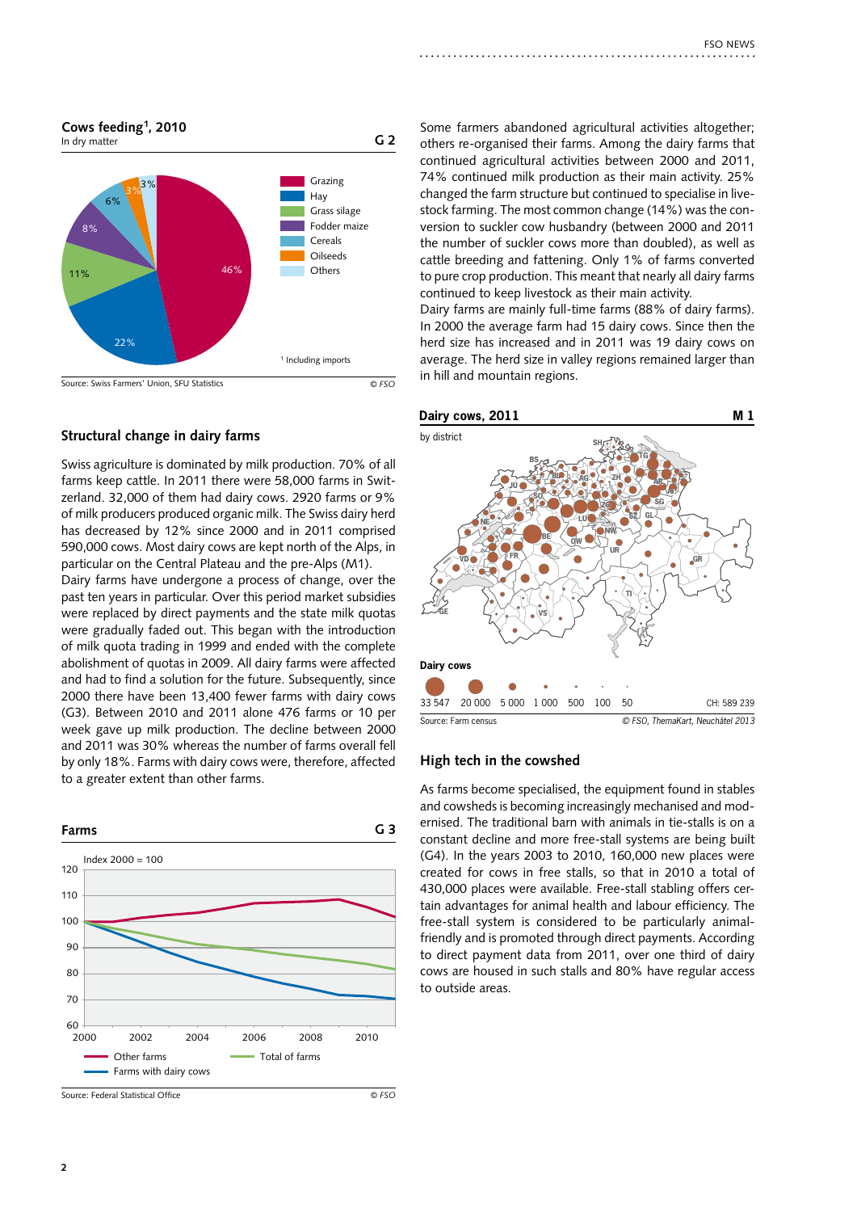**Cows feeding[1], 2010** G 2

In dry matter

| Feed | Share |
|---|---|
| Grazing | 46% |
| Hay | 22% |
| Grass silage | 11% |
| Fodder maize | 8% |
| Cereals | 6% |
| Oilseeds | 3% |
| Others | 3% |

[1] Including imports

Source: Swiss Farmers' Union, SFU Statistics © FSO

## Structural change in dairy farms

Swiss agriculture is dominated by milk production. 70% of all farms keep cattle. In 2011 there were 58,000 farms in Switzerland. 32,000 of them had dairy cows. 2920 farms or 9% of milk producers produced organic milk. The Swiss dairy herd has decreased by 12% since 2000 and in 2011 comprised 590,000 cows. Most dairy cows are kept north of the Alps, in particular on the Central Plateau and the pre-Alps (M1).

Dairy farms have undergone a process of change, over the past ten years in particular. Over this period market subsidies were replaced by direct payments and the state milk quotas were gradually faded out. This began with the introduction of milk quota trading in 1999 and ended with the complete abolishment of quotas in 2009. All dairy farms were affected and had to find a solution for the future. Subsequently, since 2000 there have been 13,400 fewer farms with dairy cows (G3). Between 2010 and 2011 alone 476 farms or 10 per week gave up milk production. The decline between 2000 and 2011 was 30% whereas the number of farms overall fell by only 18%. Farms with dairy cows were, therefore, affected to a greater extent than other farms.

**Farms** G 3

Index 2000 = 100

Legend: Other farms; Total of farms; Farms with dairy cows

Source: Federal Statistical Office © FSO

Some farmers abandoned agricultural activities altogether; others re-organised their farms. Among the dairy farms that continued agricultural activities between 2000 and 2011, 74% continued milk production as their main activity. 25% changed the farm structure but continued to specialise in livestock farming. The most common change (14%) was the conversion to suckler cow husbandry (between 2000 and 2011 the number of suckler cows more than doubled), as well as cattle breeding and fattening. Only 1% of farms converted to pure crop production. This meant that nearly all dairy farms continued to keep livestock as their main activity.

Dairy farms are mainly full-time farms (88% of dairy farms). In 2000 the average farm had 15 dairy cows. Since then the herd size has increased and in 2011 was 19 dairy cows on average. The herd size in valley regions remained larger than in hill and mountain regions.

**Dairy cows, 2011** M 1

by district

Dairy cows: 33 547; 20 000; 5 000; 1 000; 500; 100; 50 — CH: 589 239

Source: Farm census © FSO, ThemaKart, Neuchâtel 2013

## High tech in the cowshed

As farms become specialised, the equipment found in stables and cowsheds is becoming increasingly mechanised and modernised. The traditional barn with animals in tie-stalls is on a constant decline and more free-stall systems are being built (G4). In the years 2003 to 2010, 160,000 new places were created for cows in free stalls, so that in 2010 a total of 430,000 places were available. Free-stall stabling offers certain advantages for animal health and labour efficiency. The free-stall system is considered to be particularly animal-friendly and is promoted through direct payments. According to direct payment data from 2011, over one third of dairy cows are housed in such stalls and 80% have regular access to outside areas.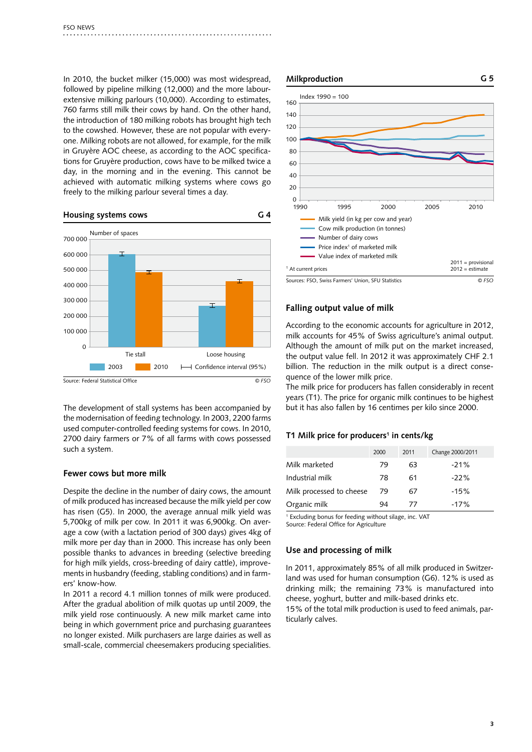In 2010, the bucket milker (15,000) was most widespread, followed by pipeline milking (12,000) and the more labour-extensive milking parlours (10,000). According to estimates, 760 farms still milk their cows by hand. On the other hand, the introduction of 180 milking robots has brought high tech to the cowshed. However, these are not popular with everyone. Milking robots are not allowed, for example, for the milk in Gruyère AOC cheese, as according to the AOC specifications for Gruyère production, cows have to be milked twice a day, in the morning and in the evening. This cannot be achieved with automatic milking systems where cows go freely to the milking parlour several times a day.

**Housing systems cows** G 4

Number of spaces

| | 2003 | 2010 |
|---|---|---|
| Tie stall | ~600 000 | ~490 000 |
| Loose housing | ~270 000 | ~430 000 |

Confidence interval (95%)

Source: Federal Statistical Office © FSO

The development of stall systems has been accompanied by the modernisation of feeding technology. In 2003, 2200 farms used computer-controlled feeding systems for cows. In 2010, 2700 dairy farmers or 7% of all farms with cows possessed such a system.

### Fewer cows but more milk

Despite the decline in the number of dairy cows, the amount of milk produced has increased because the milk yield per cow has risen (G5). In 2000, the average annual milk yield was 5,700kg of milk per cow. In 2011 it was 6,900kg. On average a cow (with a lactation period of 300 days) gives 4kg of milk more per day than in 2000. This increase has only been possible thanks to advances in breeding (selective breeding for high milk yields, cross-breeding of dairy cattle), improvements in husbandry (feeding, stabling conditions) and in farmers' know-how.

In 2011 a record 4.1 million tonnes of milk were produced. After the gradual abolition of milk quotas up until 2009, the milk yield rose continuously. A new milk market came into being in which government price and purchasing guarantees no longer existed. Milk purchasers are large dairies as well as small-scale, commercial cheesemakers producing specialities.

**Milkproduction** G 5

Index 1990 = 100

- Milk yield (in kg per cow and year)
- Cow milk production (in tonnes)
- Number of dairy cows
- Price index[1] of marketed milk
- Value index of marketed milk

[1] At current prices

2011 = provisional
2012 = estimate

Sources: FSO, Swiss Farmers' Union, SFU Statistics © FSO

### Falling output value of milk

According to the economic accounts for agriculture in 2012, milk accounts for 45% of Swiss agriculture's animal output. Although the amount of milk put on the market increased, the output value fell. In 2012 it was approximately CHF 2.1 billion. The reduction in the milk output is a direct consequence of the lower milk price.

The milk price for producers has fallen considerably in recent years (T1). The price for organic milk continues to be highest but it has also fallen by 16 centimes per kilo since 2000.

**T1 Milk price for producers[1] in cents/kg**

| | 2000 | 2011 | Change 2000/2011 |
|---|---|---|---|
| Milk marketed | 79 | 63 | -21% |
| Industrial milk | 78 | 61 | -22% |
| Milk processed to cheese | 79 | 67 | -15% |
| Organic milk | 94 | 77 | -17% |

[1] Excluding bonus for feeding without silage, inc. VAT
Source: Federal Office for Agriculture

### Use and processing of milk

In 2011, approximately 85% of all milk produced in Switzerland was used for human consumption (G6). 12% is used as drinking milk; the remaining 73% is manufactured into cheese, yoghurt, butter and milk-based drinks etc.

15% of the total milk production is used to feed animals, particularly calves.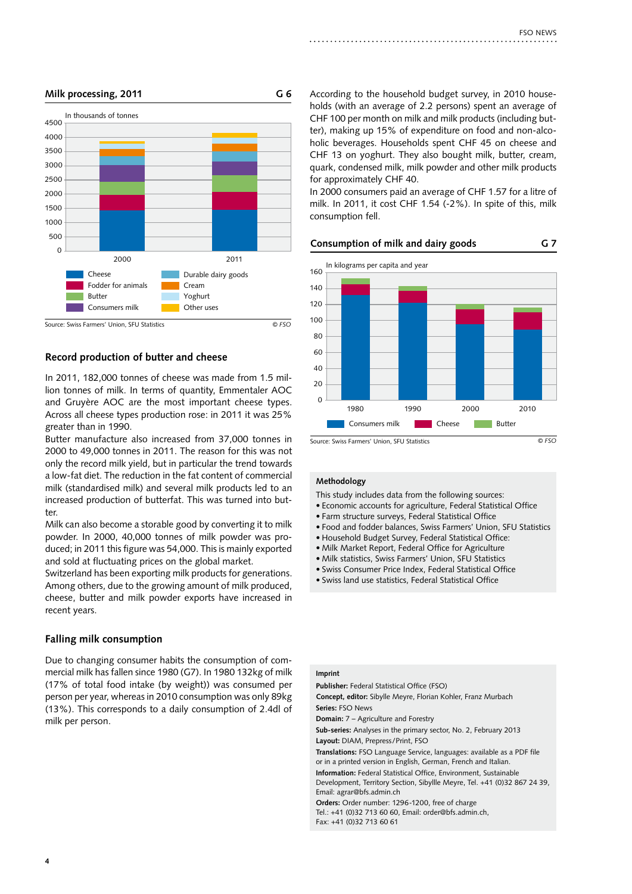## Milk processing, 2011 G 6

In thousands of tonnes

4500
4000
3500
3000
2500
2000
1500
1000
500
0

2000
2011

Cheese
Fodder for animals
Butter
Consumers milk
Durable dairy goods
Cream
Yoghurt
Other uses

Source: Swiss Farmers' Union, SFU Statistics © FSO

## Record production of butter and cheese

In 2011, 182,000 tonnes of cheese was made from 1.5 million tonnes of milk. In terms of quantity, Emmentaler AOC and Gruyère AOC are the most important cheese types. Across all cheese types production rose: in 2011 it was 25% greater than in 1990.

Butter manufacture also increased from 37,000 tonnes in 2000 to 49,000 tonnes in 2011. The reason for this was not only the record milk yield, but in particular the trend towards a low-fat diet. The reduction in the fat content of commercial milk (standardised milk) and several milk products led to an increased production of butterfat. This was turned into butter.

Milk can also become a storable good by converting it to milk powder. In 2000, 40,000 tonnes of milk powder was produced; in 2011 this figure was 54,000. This is mainly exported and sold at fluctuating prices on the global market.

Switzerland has been exporting milk products for generations. Among others, due to the growing amount of milk produced, cheese, butter and milk powder exports have increased in recent years.

## Falling milk consumption

Due to changing consumer habits the consumption of commercial milk has fallen since 1980 (G7). In 1980 132kg of milk (17% of total food intake (by weight)) was consumed per person per year, whereas in 2010 consumption was only 89kg (13%). This corresponds to a daily consumption of 2.4dl of milk per person.

According to the household budget survey, in 2010 households (with an average of 2.2 persons) spent an average of CHF 100 per month on milk and milk products (including butter), making up 15% of expenditure on food and non-alcoholic beverages. Households spent CHF 45 on cheese and CHF 13 on yoghurt. They also bought milk, butter, cream, quark, condensed milk, milk powder and other milk products for approximately CHF 40.

In 2000 consumers paid an average of CHF 1.57 for a litre of milk. In 2011, it cost CHF 1.54 (-2%). In spite of this, milk consumption fell.

## Consumption of milk and dairy goods G 7

In kilograms per capita and year

160
140
120
100
80
60
40
20
0

1980
1990
2000
2010

Consumers milk
Cheese
Butter

Source: Swiss Farmers' Union, SFU Statistics © FSO

### Methodology

This study includes data from the following sources:

- Economic accounts for agriculture, Federal Statistical Office
- Farm structure surveys, Federal Statistical Office
- Food and fodder balances, Swiss Farmers' Union, SFU Statistics
- Household Budget Survey, Federal Statistical Office:
- Milk Market Report, Federal Office for Agriculture
- Milk statistics, Swiss Farmers' Union, SFU Statistics
- Swiss Consumer Price Index, Federal Statistical Office
- Swiss land use statistics, Federal Statistical Office

### Imprint

**Publisher:** Federal Statistical Office (FSO)
**Concept, editor:** Sibylle Meyre, Florian Kohler, Franz Murbach
**Series:** FSO News
**Domain:** 7 – Agriculture and Forestry
**Sub-series:** Analyses in the primary sector, No. 2, February 2013
**Layout:** DIAM, Prepress/Print, FSO
**Translations:** FSO Language Service, languages: available as a PDF file or in a printed version in English, German, French and Italian.
**Information:** Federal Statistical Office, Environment, Sustainable Development, Territory Section, Sibyllle Meyre, Tel. +41 (0)32 867 24 39, Email: agrar@bfs.admin.ch
**Orders:** Order number: 1296-1200, free of charge
Tel.: +41 (0)32 713 60 60, Email: order@bfs.admin.ch,
Fax: +41 (0)32 713 60 61